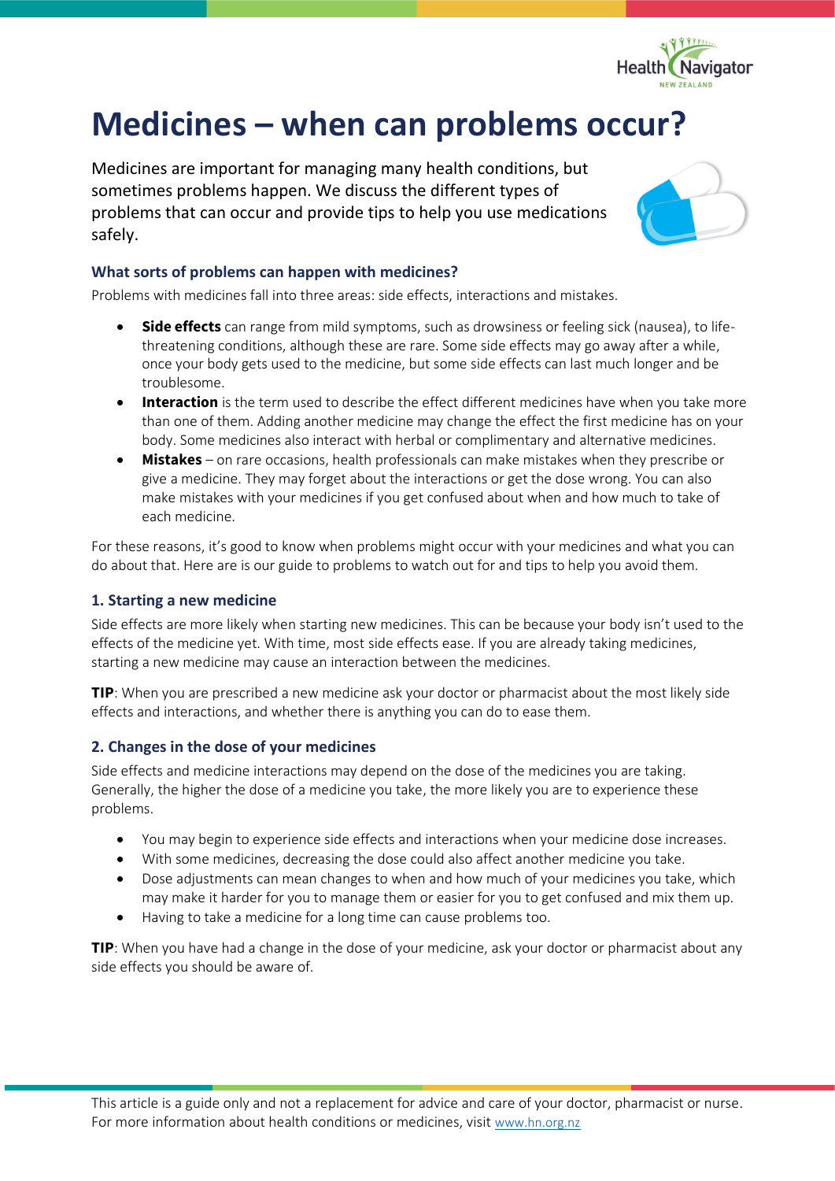# Medicines – when can problems occur?

Medicines are important for managing many health conditions, but sometimes problems happen. We discuss the different types of problems that can occur and provide tips to help you use medications safely.

### What sorts of problems can happen with medicines?

Problems with medicines fall into three areas: side effects, interactions and mistakes.

- **Side effects** can range from mild symptoms, such as drowsiness or feeling sick (nausea), to life-threatening conditions, although these are rare. Some side effects may go away after a while, once your body gets used to the medicine, but some side effects can last much longer and be troublesome.
- **Interaction** is the term used to describe the effect different medicines have when you take more than one of them. Adding another medicine may change the effect the first medicine has on your body. Some medicines also interact with herbal or complimentary and alternative medicines.
- **Mistakes** – on rare occasions, health professionals can make mistakes when they prescribe or give a medicine. They may forget about the interactions or get the dose wrong. You can also make mistakes with your medicines if you get confused about when and how much to take of each medicine.

For these reasons, it's good to know when problems might occur with your medicines and what you can do about that. Here are is our guide to problems to watch out for and tips to help you avoid them.

### 1. Starting a new medicine

Side effects are more likely when starting new medicines. This can be because your body isn't used to the effects of the medicine yet. With time, most side effects ease. If you are already taking medicines, starting a new medicine may cause an interaction between the medicines.

**TIP**: When you are prescribed a new medicine ask your doctor or pharmacist about the most likely side effects and interactions, and whether there is anything you can do to ease them.

### 2. Changes in the dose of your medicines

Side effects and medicine interactions may depend on the dose of the medicines you are taking. Generally, the higher the dose of a medicine you take, the more likely you are to experience these problems.

- You may begin to experience side effects and interactions when your medicine dose increases.
- With some medicines, decreasing the dose could also affect another medicine you take.
- Dose adjustments can mean changes to when and how much of your medicines you take, which may make it harder for you to manage them or easier for you to get confused and mix them up.
- Having to take a medicine for a long time can cause problems too.

**TIP**: When you have had a change in the dose of your medicine, ask your doctor or pharmacist about any side effects you should be aware of.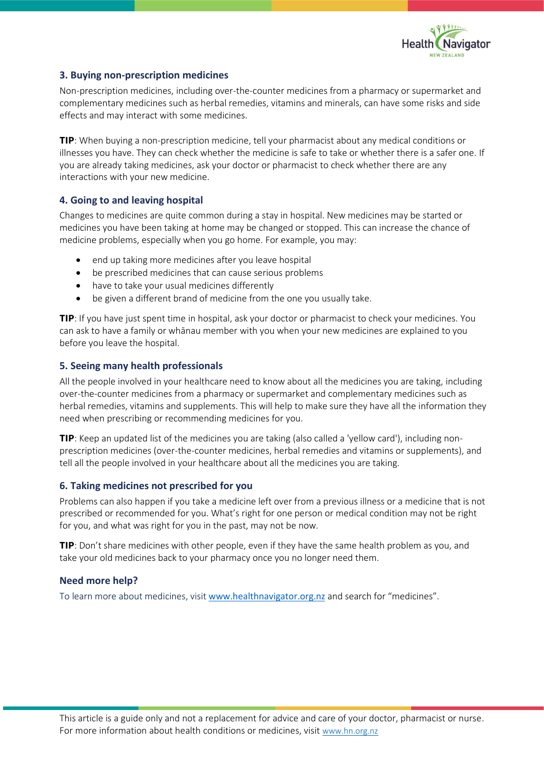### 3. Buying non-prescription medicines

Non-prescription medicines, including over-the-counter medicines from a pharmacy or supermarket and complementary medicines such as herbal remedies, vitamins and minerals, can have some risks and side effects and may interact with some medicines.

**TIP**: When buying a non-prescription medicine, tell your pharmacist about any medical conditions or illnesses you have. They can check whether the medicine is safe to take or whether there is a safer one. If you are already taking medicines, ask your doctor or pharmacist to check whether there are any interactions with your new medicine.

### 4. Going to and leaving hospital

Changes to medicines are quite common during a stay in hospital. New medicines may be started or medicines you have been taking at home may be changed or stopped. This can increase the chance of medicine problems, especially when you go home. For example, you may:

- end up taking more medicines after you leave hospital
- be prescribed medicines that can cause serious problems
- have to take your usual medicines differently
- be given a different brand of medicine from the one you usually take.

**TIP**: If you have just spent time in hospital, ask your doctor or pharmacist to check your medicines. You can ask to have a family or whānau member with you when your new medicines are explained to you before you leave the hospital.

### 5. Seeing many health professionals

All the people involved in your healthcare need to know about all the medicines you are taking, including over-the-counter medicines from a pharmacy or supermarket and complementary medicines such as herbal remedies, vitamins and supplements. This will help to make sure they have all the information they need when prescribing or recommending medicines for you.

**TIP**: Keep an updated list of the medicines you are taking (also called a 'yellow card'), including non-prescription medicines (over-the-counter medicines, herbal remedies and vitamins or supplements), and tell all the people involved in your healthcare about all the medicines you are taking.

### 6. Taking medicines not prescribed for you

Problems can also happen if you take a medicine left over from a previous illness or a medicine that is not prescribed or recommended for you. What's right for one person or medical condition may not be right for you, and what was right for you in the past, may not be now.

**TIP**: Don't share medicines with other people, even if they have the same health problem as you, and take your old medicines back to your pharmacy once you no longer need them.

### Need more help?

To learn more about medicines, visit www.healthnavigator.org.nz and search for "medicines".

This article is a guide only and not a replacement for advice and care of your doctor, pharmacist or nurse. For more information about health conditions or medicines, visit www.hn.org.nz